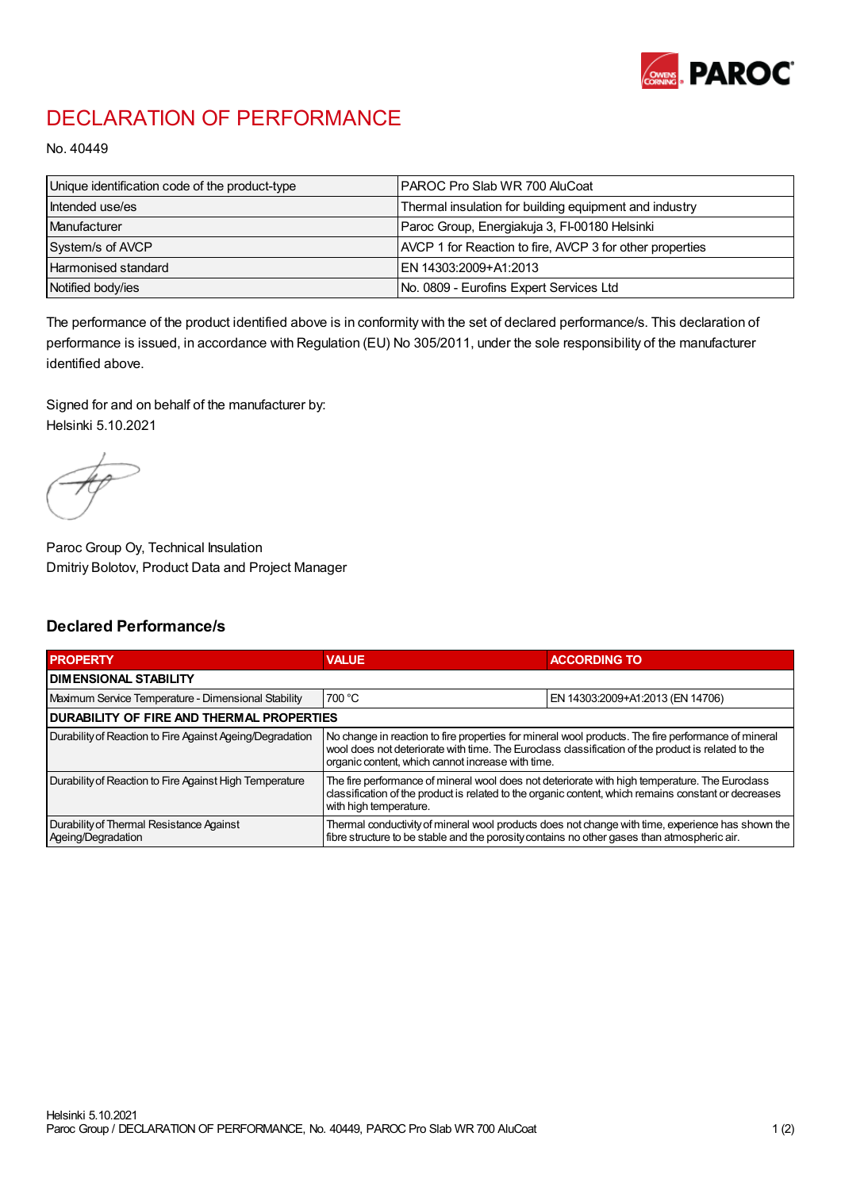# DECLARATION OF PERFORMANCE

No. 40449

| Unique identification code of the product-type | PAROC Pro Slab WR 700 AluCoat |
|---|---|
| Intended use/es | Thermal insulation for building equipment and industry |
| Manufacturer | Paroc Group, Energiakuja 3, FI-00180 Helsinki |
| System/s of AVCP | AVCP 1 for Reaction to fire, AVCP 3 for other properties |
| Harmonised standard | EN 14303:2009+A1:2013 |
| Notified body/ies | No. 0809 - Eurofins Expert Services Ltd |

The performance of the product identified above is in conformity with the set of declared performance/s. This declaration of performance is issued, in accordance with Regulation (EU) No 305/2011, under the sole responsibility of the manufacturer identified above.

Signed for and on behalf of the manufacturer by:
Helsinki 5.10.2021

Paroc Group Oy, Technical Insulation
Dmitriy Bolotov, Product Data and Project Manager

## Declared Performance/s

| PROPERTY | VALUE | ACCORDING TO |
|---|---|---|
| **DIMENSIONAL STABILITY** | | |
| Maximum Service Temperature - Dimensional Stability | 700 °C | EN 14303:2009+A1:2013 (EN 14706) |
| **DURABILITY OF FIRE AND THERMAL PROPERTIES** | | |
| Durability of Reaction to Fire Against Ageing/Degradation | No change in reaction to fire properties for mineral wool products. The fire performance of mineral wool does not deteriorate with time. The Euroclass classification of the product is related to the organic content, which cannot increase with time. | |
| Durability of Reaction to Fire Against High Temperature | The fire performance of mineral wool does not deteriorate with high temperature. The Euroclass classification of the product is related to the organic content, which remains constant or decreases with high temperature. | |
| Durability of Thermal Resistance Against Ageing/Degradation | Thermal conductivity of mineral wool products does not change with time, experience has shown the fibre structure to be stable and the porosity contains no other gases than atmospheric air. | |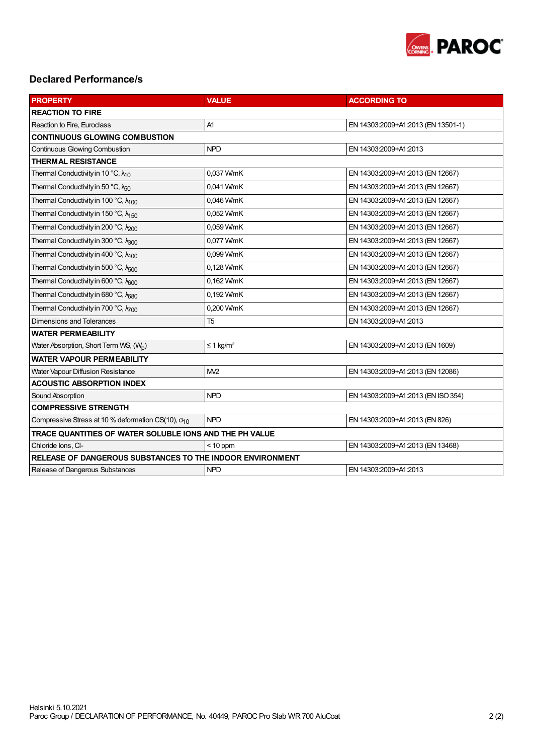## Declared Performance/s

| PROPERTY | VALUE | ACCORDING TO |
|---|---|---|
| **REACTION TO FIRE** | | |
| Reaction to Fire, Euroclass | A1 | EN 14303:2009+A1:2013 (EN 13501-1) |
| **CONTINUOUS GLOWING COMBUSTION** | | |
| Continuous Glowing Combustion | NPD | EN 14303:2009+A1:2013 |
| **THERMAL RESISTANCE** | | |
| Thermal Conductivity in 10 °C, $\lambda_{10}$ | 0,037 W/mK | EN 14303:2009+A1:2013 (EN 12667) |
| Thermal Conductivity in 50 °C, $\lambda_{50}$ | 0,041 W/mK | EN 14303:2009+A1:2013 (EN 12667) |
| Thermal Conductivity in 100 °C, $\lambda_{100}$ | 0,046 W/mK | EN 14303:2009+A1:2013 (EN 12667) |
| Thermal Conductivity in 150 °C, $\lambda_{150}$ | 0,052 W/mK | EN 14303:2009+A1:2013 (EN 12667) |
| Thermal Conductivity in 200 °C, $\lambda_{200}$ | 0,059 W/mK | EN 14303:2009+A1:2013 (EN 12667) |
| Thermal Conductivity in 300 °C, $\lambda_{300}$ | 0,077 W/mK | EN 14303:2009+A1:2013 (EN 12667) |
| Thermal Conductivity in 400 °C, $\lambda_{400}$ | 0,099 W/mK | EN 14303:2009+A1:2013 (EN 12667) |
| Thermal Conductivity in 500 °C, $\lambda_{500}$ | 0,128 W/mK | EN 14303:2009+A1:2013 (EN 12667) |
| Thermal Conductivity in 600 °C, $\lambda_{600}$ | 0,162 W/mK | EN 14303:2009+A1:2013 (EN 12667) |
| Thermal Conductivity in 680 °C, $\lambda_{680}$ | 0,192 W/mK | EN 14303:2009+A1:2013 (EN 12667) |
| Thermal Conductivity in 700 °C, $\lambda_{700}$ | 0,200 W/mK | EN 14303:2009+A1:2013 (EN 12667) |
| Dimensions and Tolerances | T5 | EN 14303:2009+A1:2013 |
| **WATER PERMEABILITY** | | |
| Water Absorption, Short Term WS, ($W_p$) | ≤ 1 kg/m² | EN 14303:2009+A1:2013 (EN 1609) |
| **WATER VAPOUR PERMEABILITY** | | |
| Water Vapour Diffusion Resistance | MV2 | EN 14303:2009+A1:2013 (EN 12086) |
| **ACOUSTIC ABSORPTION INDEX** | | |
| Sound Absorption | NPD | EN 14303:2009+A1:2013 (EN ISO 354) |
| **COMPRESSIVE STRENGTH** | | |
| Compressive Stress at 10 % deformation CS(10), $\sigma_{10}$ | NPD | EN 14303:2009+A1:2013 (EN 826) |
| **TRACE QUANTITIES OF WATER SOLUBLE IONS AND THE PH VALUE** | | |
| Chloride Ions, Cl- | < 10 ppm | EN 14303:2009+A1:2013 (EN 13468) |
| **RELEASE OF DANGEROUS SUBSTANCES TO THE INDOOR ENVIRONMENT** | | |
| Release of Dangerous Substances | NPD | EN 14303:2009+A1:2013 |

Helsinki 5.10.2021
Paroc Group / DECLARATION OF PERFORMANCE, No. 40449, PAROC Pro Slab WR 700 AluCoat